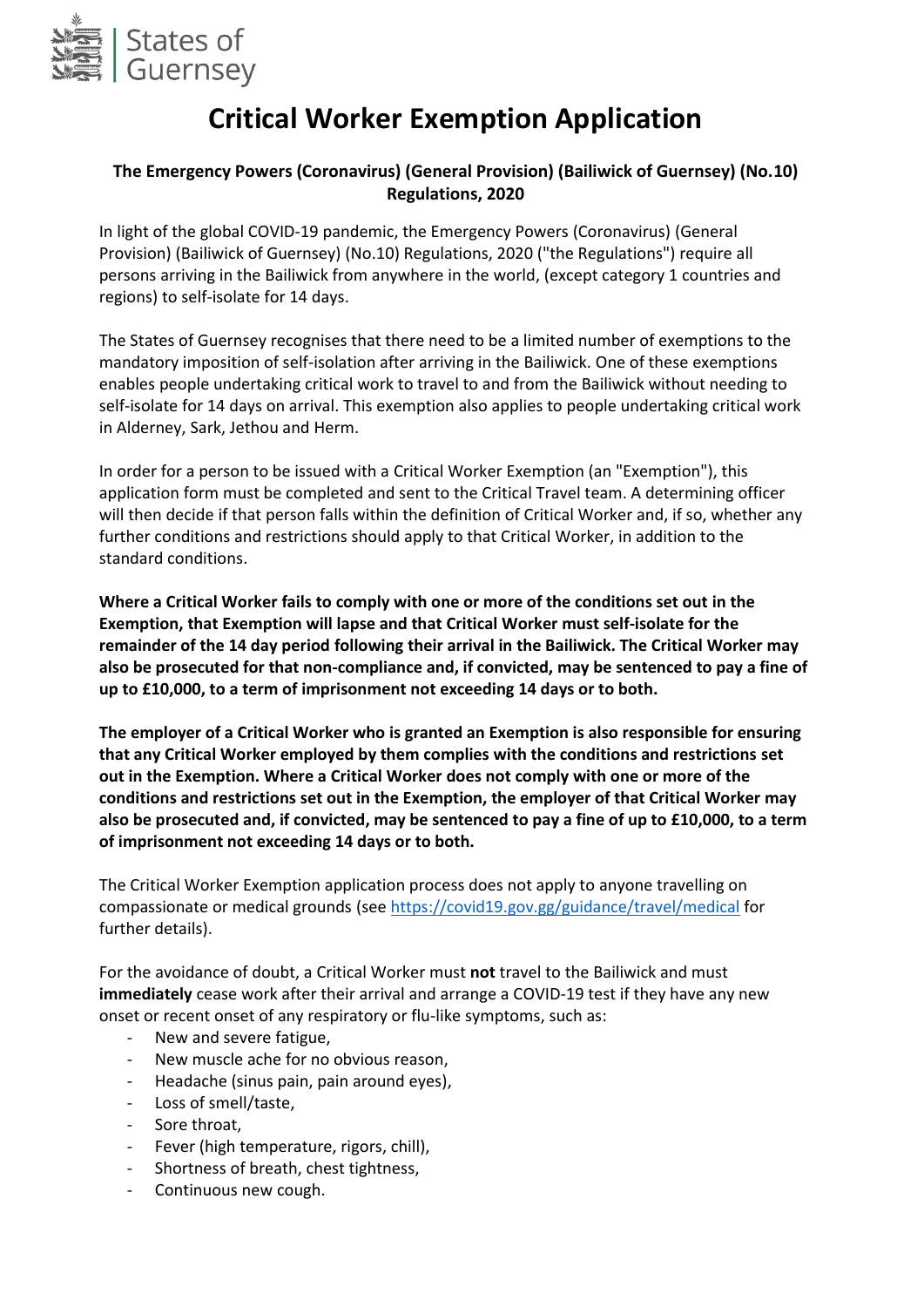States of Guernsey

# Critical Worker Exemption Application

**The Emergency Powers (Coronavirus) (General Provision) (Bailiwick of Guernsey) (No.10) Regulations, 2020**

In light of the global COVID-19 pandemic, the Emergency Powers (Coronavirus) (General Provision) (Bailiwick of Guernsey) (No.10) Regulations, 2020 ("the Regulations") require all persons arriving in the Bailiwick from anywhere in the world, (except category 1 countries and regions) to self-isolate for 14 days.

The States of Guernsey recognises that there need to be a limited number of exemptions to the mandatory imposition of self-isolation after arriving in the Bailiwick. One of these exemptions enables people undertaking critical work to travel to and from the Bailiwick without needing to self-isolate for 14 days on arrival. This exemption also applies to people undertaking critical work in Alderney, Sark, Jethou and Herm.

In order for a person to be issued with a Critical Worker Exemption (an "Exemption"), this application form must be completed and sent to the Critical Travel team. A determining officer will then decide if that person falls within the definition of Critical Worker and, if so, whether any further conditions and restrictions should apply to that Critical Worker, in addition to the standard conditions.

**Where a Critical Worker fails to comply with one or more of the conditions set out in the Exemption, that Exemption will lapse and that Critical Worker must self-isolate for the remainder of the 14 day period following their arrival in the Bailiwick. The Critical Worker may also be prosecuted for that non-compliance and, if convicted, may be sentenced to pay a fine of up to £10,000, to a term of imprisonment not exceeding 14 days or to both.**

**The employer of a Critical Worker who is granted an Exemption is also responsible for ensuring that any Critical Worker employed by them complies with the conditions and restrictions set out in the Exemption. Where a Critical Worker does not comply with one or more of the conditions and restrictions set out in the Exemption, the employer of that Critical Worker may also be prosecuted and, if convicted, may be sentenced to pay a fine of up to £10,000, to a term of imprisonment not exceeding 14 days or to both.**

The Critical Worker Exemption application process does not apply to anyone travelling on compassionate or medical grounds (see https://covid19.gov.gg/guidance/travel/medical for further details).

For the avoidance of doubt, a Critical Worker must **not** travel to the Bailiwick and must **immediately** cease work after their arrival and arrange a COVID-19 test if they have any new onset or recent onset of any respiratory or flu-like symptoms, such as:

- New and severe fatigue,
- New muscle ache for no obvious reason,
- Headache (sinus pain, pain around eyes),
- Loss of smell/taste,
- Sore throat,
- Fever (high temperature, rigors, chill),
- Shortness of breath, chest tightness,
- Continuous new cough.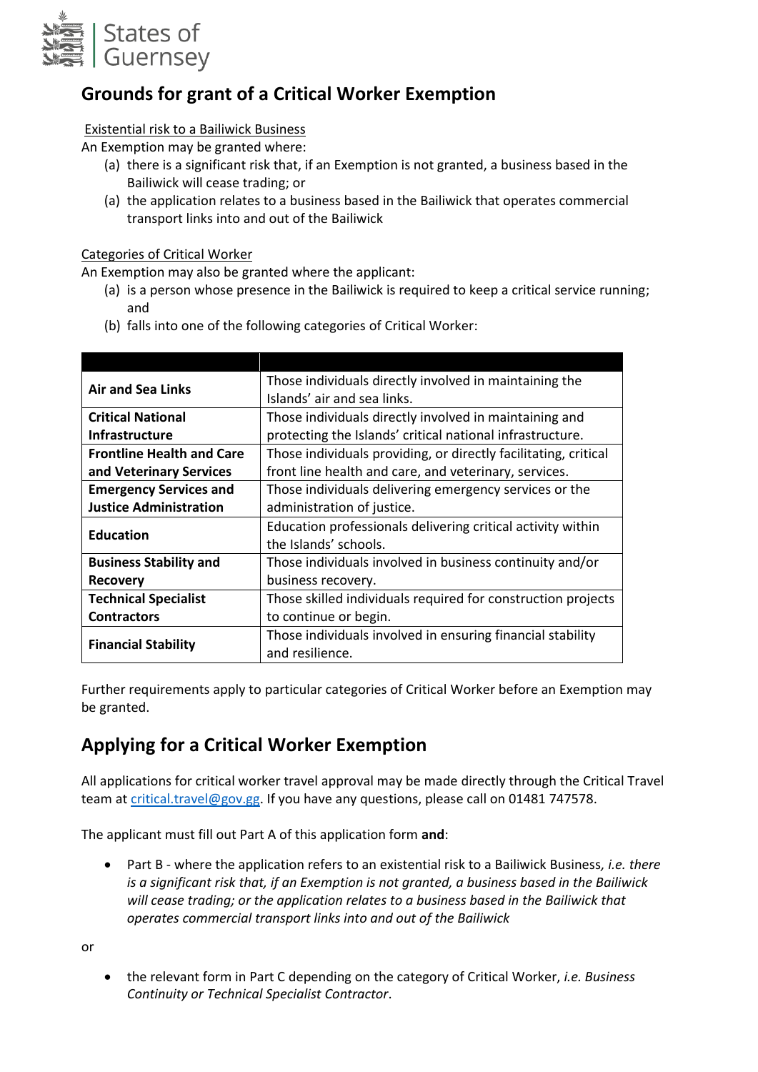## Grounds for grant of a Critical Worker Exemption

Existential risk to a Bailiwick Business

An Exemption may be granted where:

(a) there is a significant risk that, if an Exemption is not granted, a business based in the Bailiwick will cease trading; or

(a) the application relates to a business based in the Bailiwick that operates commercial transport links into and out of the Bailiwick

Categories of Critical Worker

An Exemption may also be granted where the applicant:

(a) is a person whose presence in the Bailiwick is required to keep a critical service running; and

(b) falls into one of the following categories of Critical Worker:

| | |
|---|---|
| **Air and Sea Links** | Those individuals directly involved in maintaining the Islands' air and sea links. |
| **Critical National Infrastructure** | Those individuals directly involved in maintaining and protecting the Islands' critical national infrastructure. |
| **Frontline Health and Care and Veterinary Services** | Those individuals providing, or directly facilitating, critical front line health and care, and veterinary, services. |
| **Emergency Services and Justice Administration** | Those individuals delivering emergency services or the administration of justice. |
| **Education** | Education professionals delivering critical activity within the Islands' schools. |
| **Business Stability and Recovery** | Those individuals involved in business continuity and/or business recovery. |
| **Technical Specialist Contractors** | Those skilled individuals required for construction projects to continue or begin. |
| **Financial Stability** | Those individuals involved in ensuring financial stability and resilience. |

Further requirements apply to particular categories of Critical Worker before an Exemption may be granted.

## Applying for a Critical Worker Exemption

All applications for critical worker travel approval may be made directly through the Critical Travel team at critical.travel@gov.gg. If you have any questions, please call on 01481 747578.

The applicant must fill out Part A of this application form **and**:

- Part B - where the application refers to an existential risk to a Bailiwick Business, *i.e. there is a significant risk that, if an Exemption is not granted, a business based in the Bailiwick will cease trading; or the application relates to a business based in the Bailiwick that operates commercial transport links into and out of the Bailiwick*

or

- the relevant form in Part C depending on the category of Critical Worker, *i.e. Business Continuity or Technical Specialist Contractor*.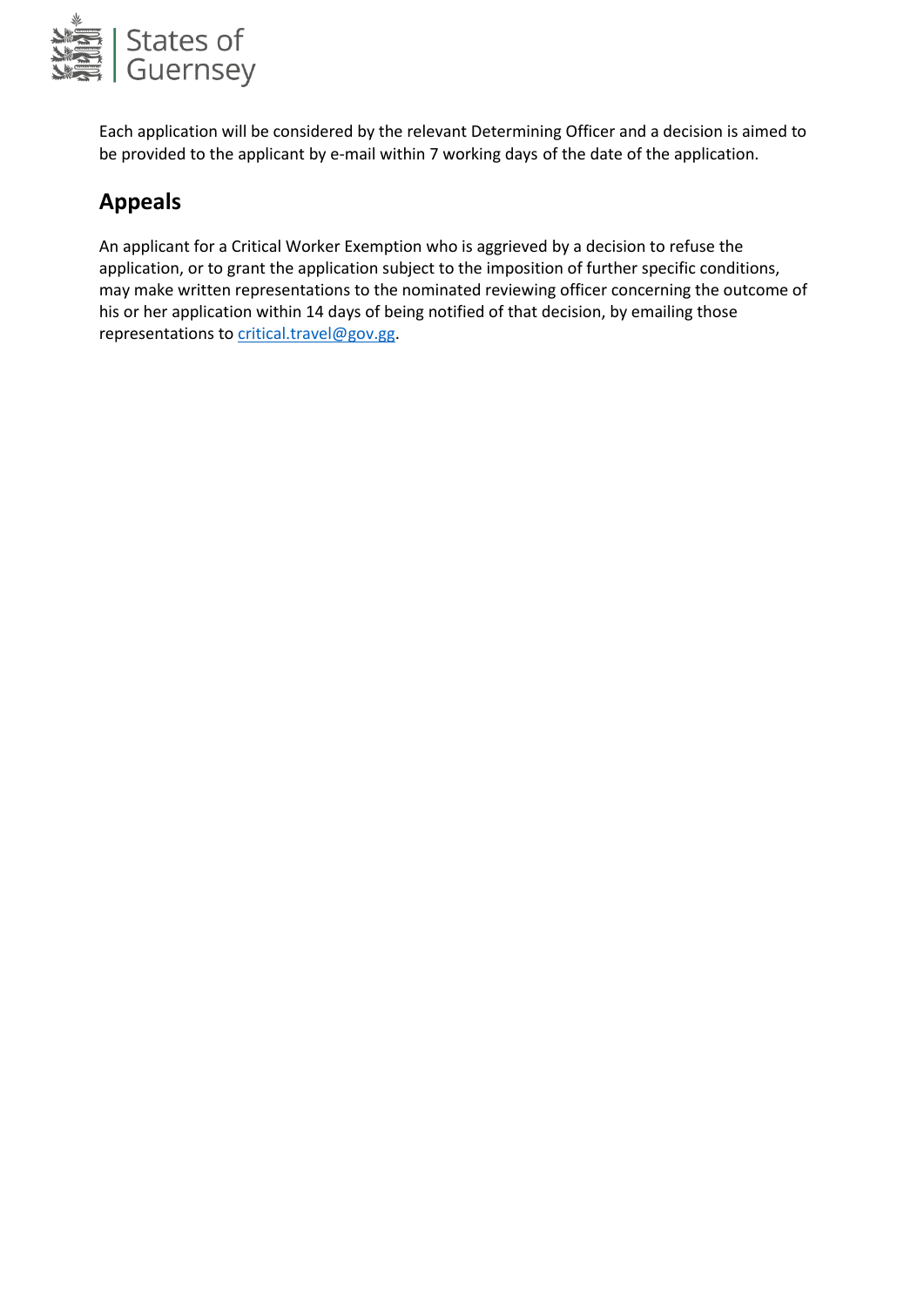Each application will be considered by the relevant Determining Officer and a decision is aimed to be provided to the applicant by e-mail within 7 working days of the date of the application.

## Appeals

An applicant for a Critical Worker Exemption who is aggrieved by a decision to refuse the application, or to grant the application subject to the imposition of further specific conditions, may make written representations to the nominated reviewing officer concerning the outcome of his or her application within 14 days of being notified of that decision, by emailing those representations to critical.travel@gov.gg.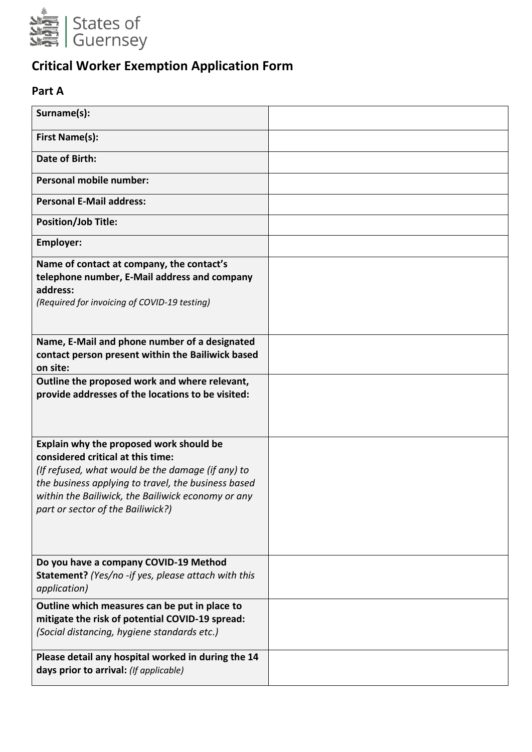States of Guernsey

# Critical Worker Exemption Application Form

## Part A

| | |
|---|---|
| **Surname(s):** | |
| **First Name(s):** | |
| **Date of Birth:** | |
| **Personal mobile number:** | |
| **Personal E-Mail address:** | |
| **Position/Job Title:** | |
| **Employer:** | |
| **Name of contact at company, the contact's telephone number, E-Mail address and company address:** *(Required for invoicing of COVID-19 testing)* | |
| **Name, E-Mail and phone number of a designated contact person present within the Bailiwick based on site:** | |
| **Outline the proposed work and where relevant, provide addresses of the locations to be visited:** | |
| **Explain why the proposed work should be considered critical at this time:** *(If refused, what would be the damage (if any) to the business applying to travel, the business based within the Bailiwick, the Bailiwick economy or any part or sector of the Bailiwick?)* | |
| **Do you have a company COVID-19 Method Statement?** *(Yes/no -if yes, please attach with this application)* | |
| **Outline which measures can be put in place to mitigate the risk of potential COVID-19 spread:** *(Social distancing, hygiene standards etc.)* | |
| **Please detail any hospital worked in during the 14 days prior to arrival:** *(If applicable)* | |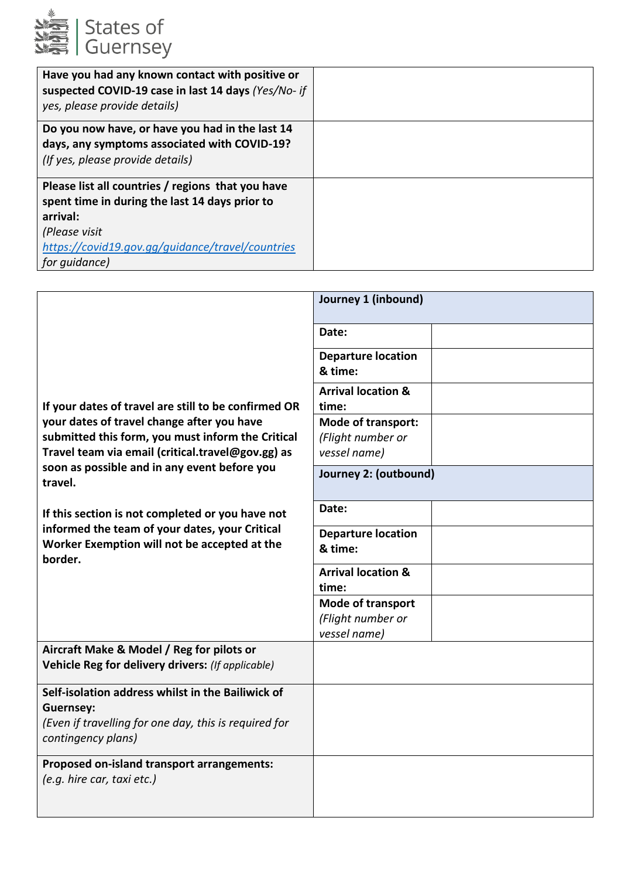States of Guernsey

| | |
|---|---|
| **Have you had any known contact with positive or suspected COVID-19 case in last 14 days** *(Yes/No- if yes, please provide details)* | |
| **Do you now have, or have you had in the last 14 days, any symptoms associated with COVID-19?** *(If yes, please provide details)* | |
| **Please list all countries / regions that you have spent time in during the last 14 days prior to arrival:** *(Please visit [https://covid19.gov.gg/guidance/travel/countries](https://covid19.gov.gg/guidance/travel/countries) for guidance)* | |

| | | |
|---|---|---|
| **If your dates of travel are still to be confirmed OR your dates of travel change after you have submitted this form, you must inform the Critical Travel team via email (critical.travel@gov.gg) as soon as possible and in any event before you travel.**<br><br>**If this section is not completed or you have not informed the team of your dates, your Critical Worker Exemption will not be accepted at the border.** | **Journey 1 (inbound)** | |
| | **Date:** | |
| | **Departure location & time:** | |
| | **Arrival location & time:** | |
| | **Mode of transport:** *(Flight number or vessel name)* | |
| | **Journey 2: (outbound)** | |
| | **Date:** | |
| | **Departure location & time:** | |
| | **Arrival location & time:** | |
| | **Mode of transport** *(Flight number or vessel name)* | |
| **Aircraft Make & Model / Reg for pilots or Vehicle Reg for delivery drivers:** *(If applicable)* | | |
| **Self-isolation address whilst in the Bailiwick of Guernsey:** *(Even if travelling for one day, this is required for contingency plans)* | | |
| **Proposed on-island transport arrangements:** *(e.g. hire car, taxi etc.)* | | |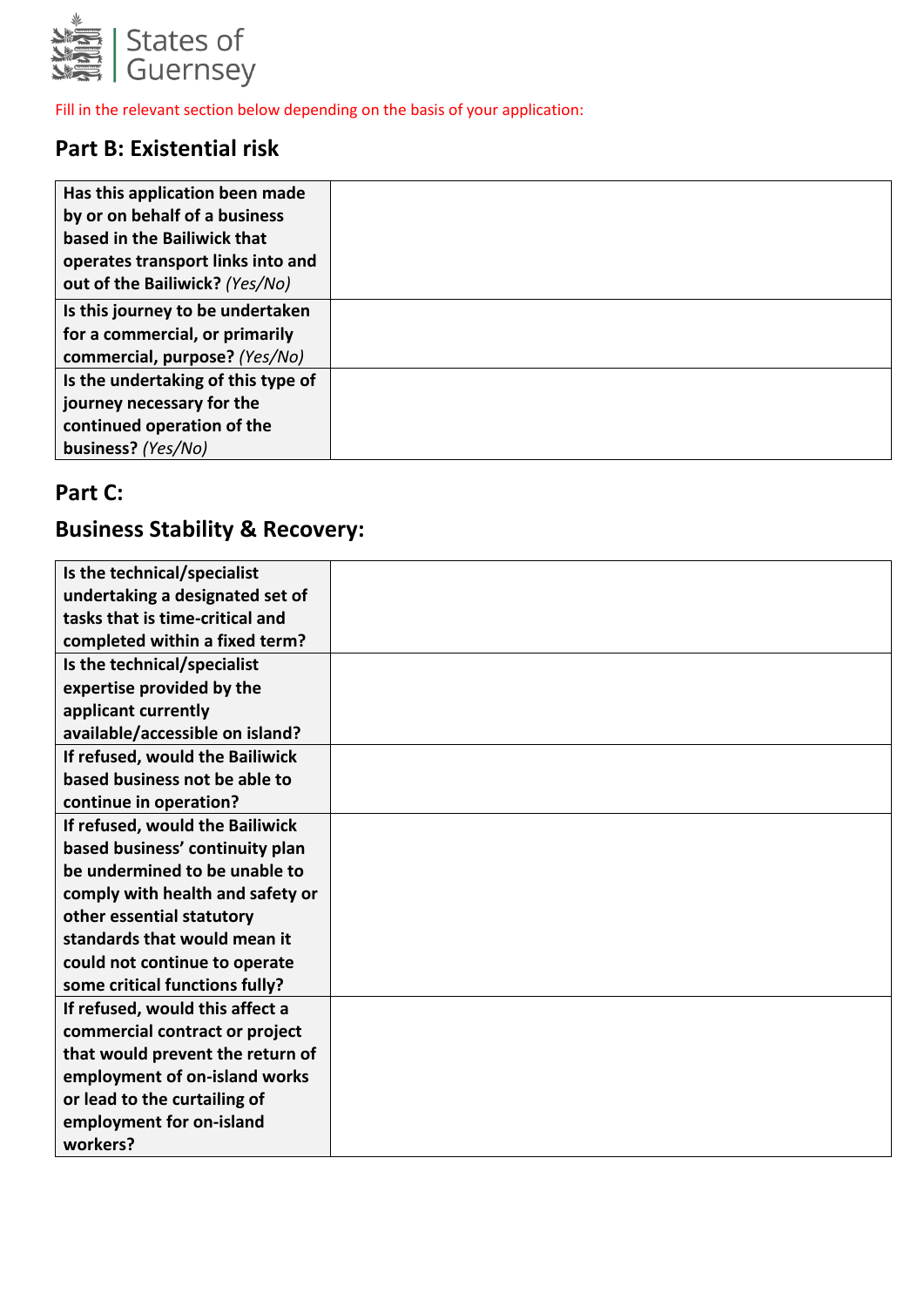Fill in the relevant section below depending on the basis of your application:

## Part B: Existential risk

| | |
|---|---|
| **Has this application been made by or on behalf of a business based in the Bailiwick that operates transport links into and out of the Bailiwick?** *(Yes/No)* | |
| **Is this journey to be undertaken for a commercial, or primarily commercial, purpose?** *(Yes/No)* | |
| **Is the undertaking of this type of journey necessary for the continued operation of the business?** *(Yes/No)* | |

## Part C:

## Business Stability & Recovery:

| | |
|---|---|
| **Is the technical/specialist undertaking a designated set of tasks that is time-critical and completed within a fixed term?** | |
| **Is the technical/specialist expertise provided by the applicant currently available/accessible on island?** | |
| **If refused, would the Bailiwick based business not be able to continue in operation?** | |
| **If refused, would the Bailiwick based business' continuity plan be undermined to be unable to comply with health and safety or other essential statutory standards that would mean it could not continue to operate some critical functions fully?** | |
| **If refused, would this affect a commercial contract or project that would prevent the return of employment of on-island works or lead to the curtailing of employment for on-island workers?** | |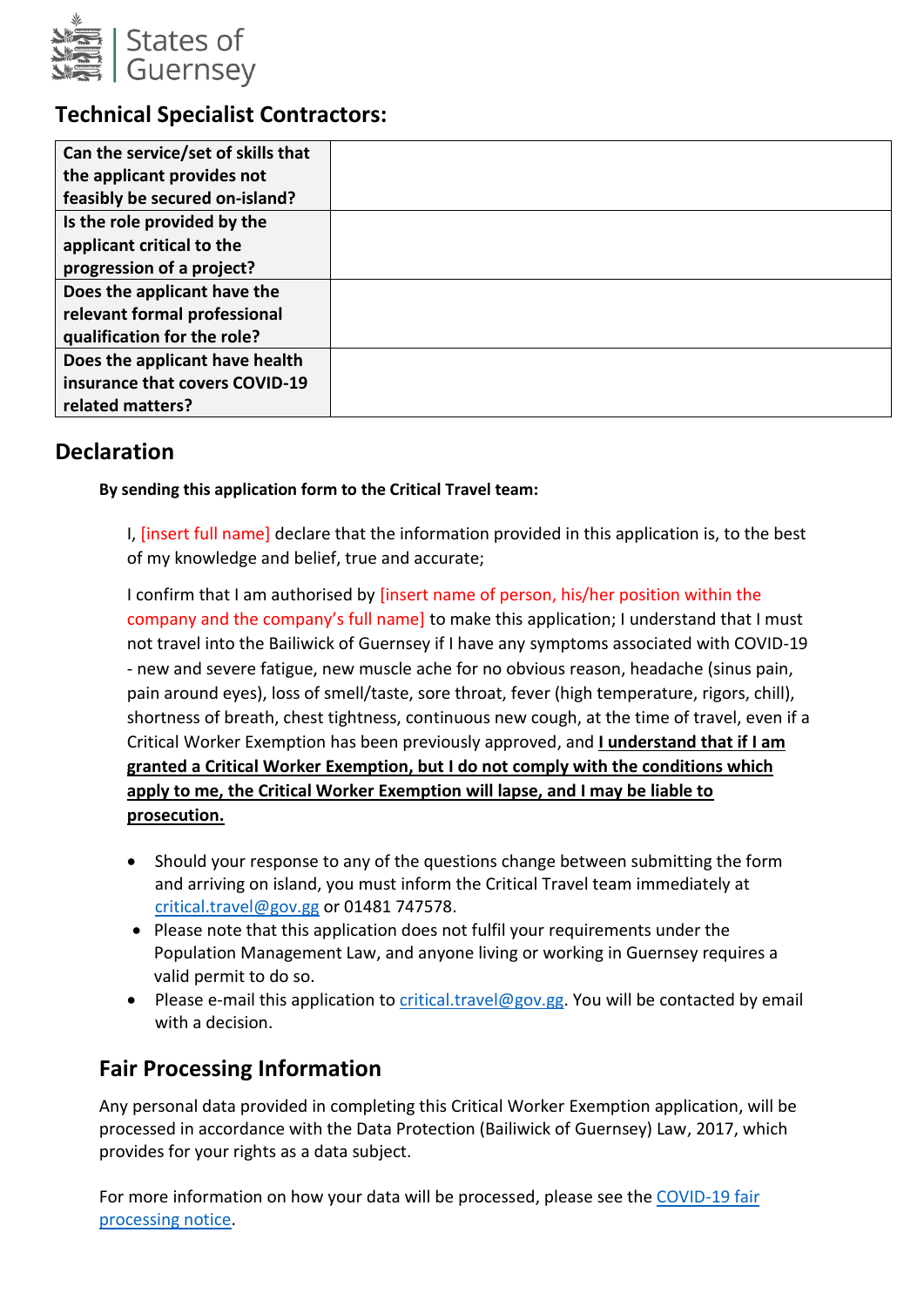States of Guernsey

## Technical Specialist Contractors:

| | |
|---|---|
| **Can the service/set of skills that the applicant provides not feasibly be secured on-island?** | |
| **Is the role provided by the applicant critical to the progression of a project?** | |
| **Does the applicant have the relevant formal professional qualification for the role?** | |
| **Does the applicant have health insurance that covers COVID-19 related matters?** | |

## Declaration

**By sending this application form to the Critical Travel team:**

I, [insert full name] declare that the information provided in this application is, to the best of my knowledge and belief, true and accurate;

I confirm that I am authorised by [insert name of person, his/her position within the company and the company's full name] to make this application; I understand that I must not travel into the Bailiwick of Guernsey if I have any symptoms associated with COVID-19 - new and severe fatigue, new muscle ache for no obvious reason, headache (sinus pain, pain around eyes), loss of smell/taste, sore throat, fever (high temperature, rigors, chill), shortness of breath, chest tightness, continuous new cough, at the time of travel, even if a Critical Worker Exemption has been previously approved, and **I understand that if I am granted a Critical Worker Exemption, but I do not comply with the conditions which apply to me, the Critical Worker Exemption will lapse, and I may be liable to prosecution.**

- Should your response to any of the questions change between submitting the form and arriving on island, you must inform the Critical Travel team immediately at critical.travel@gov.gg or 01481 747578.
- Please note that this application does not fulfil your requirements under the Population Management Law, and anyone living or working in Guernsey requires a valid permit to do so.
- Please e-mail this application to critical.travel@gov.gg. You will be contacted by email with a decision.

## Fair Processing Information

Any personal data provided in completing this Critical Worker Exemption application, will be processed in accordance with the Data Protection (Bailiwick of Guernsey) Law, 2017, which provides for your rights as a data subject.

For more information on how your data will be processed, please see the COVID-19 fair processing notice.